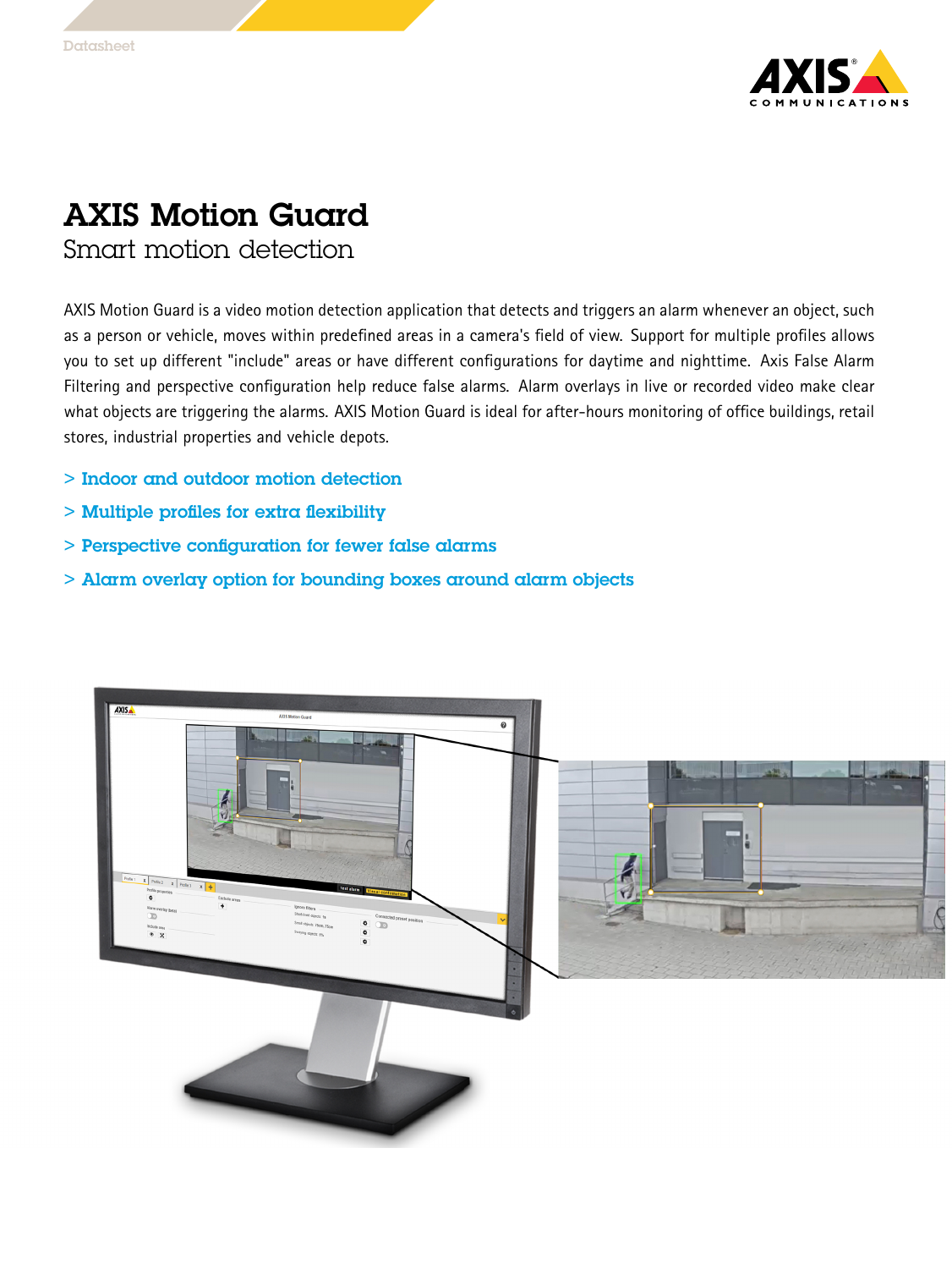Datasheet

# AXIS Motion Guard

## Smart motion detection

AXIS Motion Guard is a video motion detection application that detects and triggers an alarm whenever an object, such as a person or vehicle, moves within predefined areas in a camera's field of view. Support for multiple profiles allows you to set up different "include" areas or have different configurations for daytime and nighttime. Axis False Alarm Filtering and perspective configuration help reduce false alarms. Alarm overlays in live or recorded video make clear what objects are triggering the alarms. AXIS Motion Guard is ideal for after-hours monitoring of office buildings, retail stores, industrial properties and vehicle depots.

- > Indoor and outdoor motion detection
- > Multiple profiles for extra flexibility
- > Perspective configuration for fewer false alarms
- > Alarm overlay option for bounding boxes around alarm objects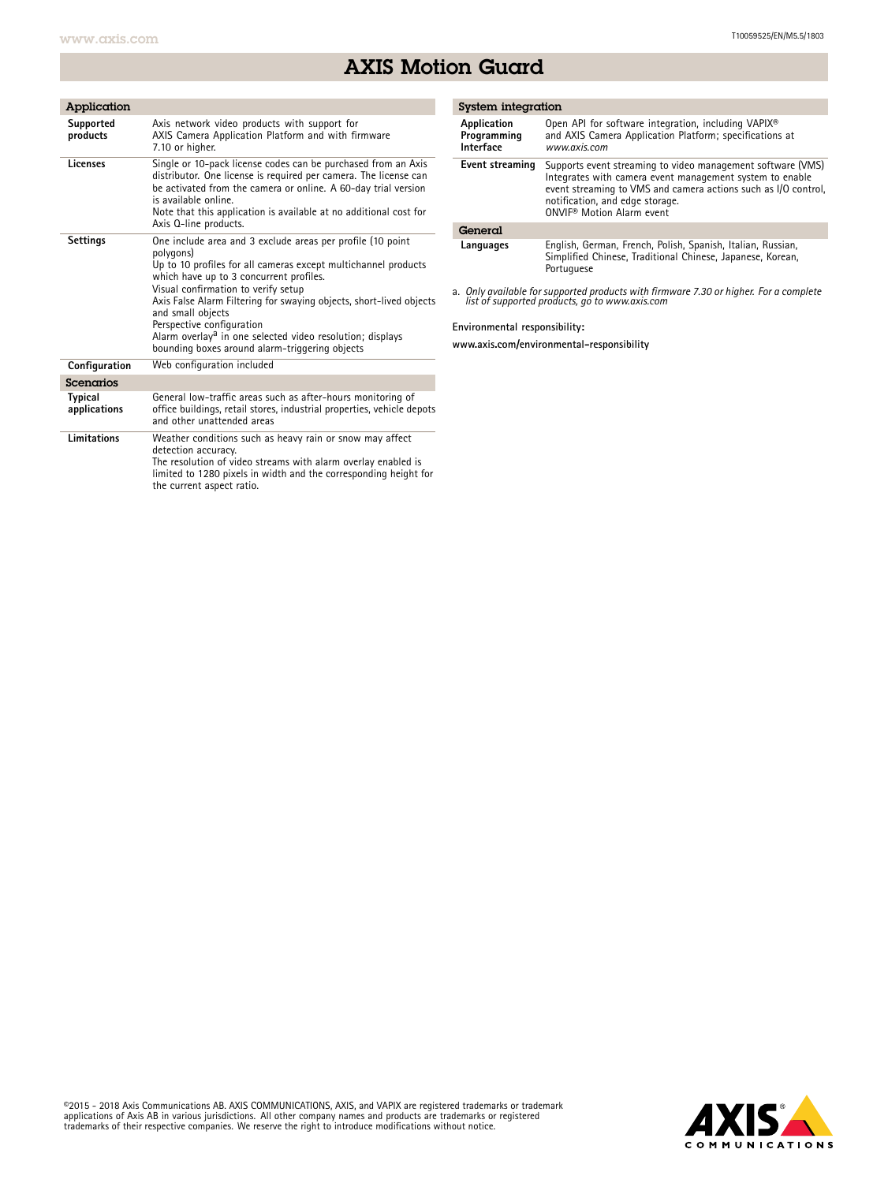# AXIS Motion Guard

## Application

| | |
|---|---|
| **Supported products** | Axis network video products with support for AXIS Camera Application Platform and with firmware 7.10 or higher. |
| **Licenses** | Single or 10-pack license codes can be purchased from an Axis distributor. One license is required per camera. The license can be activated from the camera or online. A 60-day trial version is available online.<br>Note that this application is available at no additional cost for Axis Q-line products. |
| **Settings** | One include area and 3 exclude areas per profile (10 point polygons)<br>Up to 10 profiles for all cameras except multichannel products which have up to 3 concurrent profiles.<br>Visual confirmation to verify setup<br>Axis False Alarm Filtering for swaying objects, short-lived objects and small objects<br>Perspective configuration<br>Alarm overlay[a] in one selected video resolution; displays bounding boxes around alarm-triggering objects |
| **Configuration** | Web configuration included |

## Scenarios

| | |
|---|---|
| **Typical applications** | General low-traffic areas such as after-hours monitoring of office buildings, retail stores, industrial properties, vehicle depots and other unattended areas |
| **Limitations** | Weather conditions such as heavy rain or snow may affect detection accuracy.<br>The resolution of video streams with alarm overlay enabled is limited to 1280 pixels in width and the corresponding height for the current aspect ratio. |

## System integration

| | |
|---|---|
| **Application Programming Interface** | Open API for software integration, including VAPIX® and AXIS Camera Application Platform; specifications at *www.axis.com* |
| **Event streaming** | Supports event streaming to video management software (VMS) Integrates with camera event management system to enable event streaming to VMS and camera actions such as I/O control, notification, and edge storage.<br>ONVIF® Motion Alarm event |

## General

| | |
|---|---|
| **Languages** | English, German, French, Polish, Spanish, Italian, Russian, Simplified Chinese, Traditional Chinese, Japanese, Korean, Portuguese |

a. *Only available for supported products with firmware 7.30 or higher. For a complete list of supported products, go to www.axis.com*

**Environmental responsibility:**

**www.axis.com/environmental-responsibility**

©2015 - 2018 Axis Communications AB. AXIS COMMUNICATIONS, AXIS, and VAPIX are registered trademarks or trademark applications of Axis AB in various jurisdictions. All other company names and products are trademarks or registered trademarks of their respective companies. We reserve the right to introduce modifications without notice.